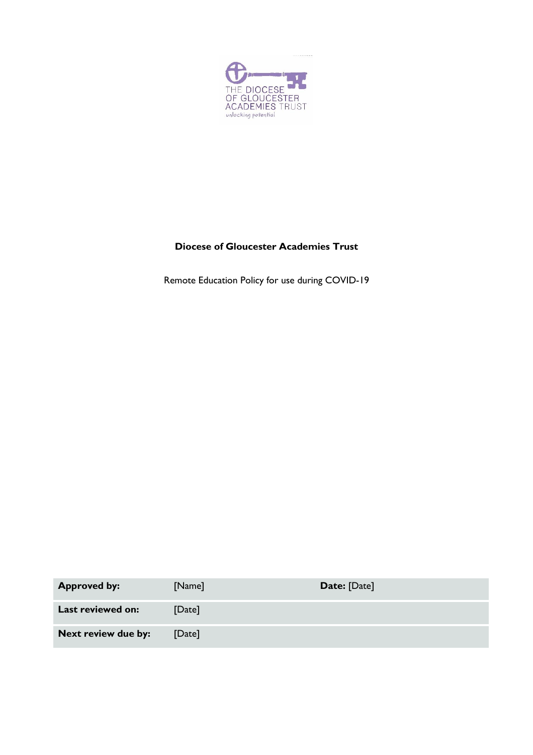**Diocese of Gloucester Academies Trust**

Remote Education Policy for use during COVID-19

| **Approved by:** | [Name] | **Date:** [Date] |
|---|---|---|
| **Last reviewed on:** | [Date] | |
| **Next review due by:** | [Date] | |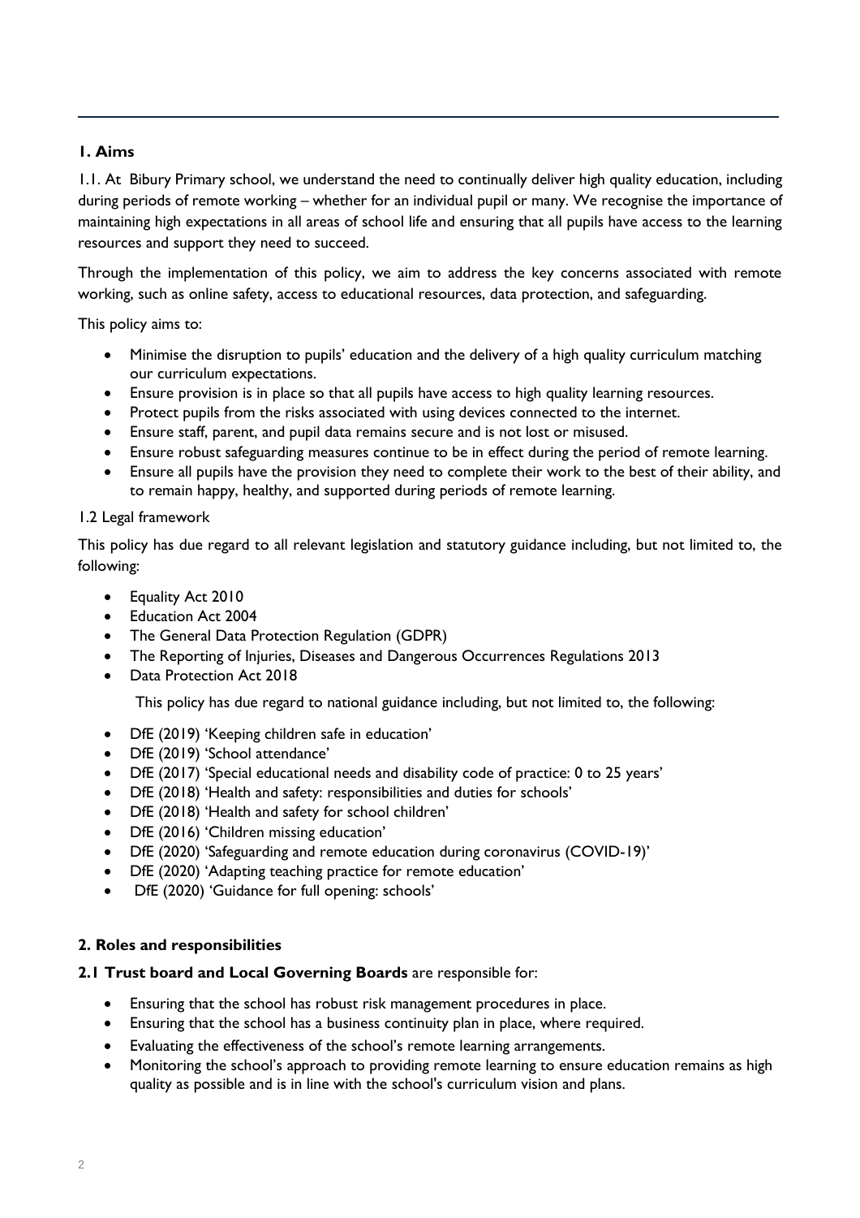## 1. Aims

1.1. At Bibury Primary school, we understand the need to continually deliver high quality education, including during periods of remote working – whether for an individual pupil or many. We recognise the importance of maintaining high expectations in all areas of school life and ensuring that all pupils have access to the learning resources and support they need to succeed.

Through the implementation of this policy, we aim to address the key concerns associated with remote working, such as online safety, access to educational resources, data protection, and safeguarding.

This policy aims to:

- Minimise the disruption to pupils' education and the delivery of a high quality curriculum matching our curriculum expectations.
- Ensure provision is in place so that all pupils have access to high quality learning resources.
- Protect pupils from the risks associated with using devices connected to the internet.
- Ensure staff, parent, and pupil data remains secure and is not lost or misused.
- Ensure robust safeguarding measures continue to be in effect during the period of remote learning.
- Ensure all pupils have the provision they need to complete their work to the best of their ability, and to remain happy, healthy, and supported during periods of remote learning.

1.2 Legal framework

This policy has due regard to all relevant legislation and statutory guidance including, but not limited to, the following:

- Equality Act 2010
- Education Act 2004
- The General Data Protection Regulation (GDPR)
- The Reporting of Injuries, Diseases and Dangerous Occurrences Regulations 2013
- Data Protection Act 2018

This policy has due regard to national guidance including, but not limited to, the following:

- DfE (2019) 'Keeping children safe in education'
- DfE (2019) 'School attendance'
- DfE (2017) 'Special educational needs and disability code of practice: 0 to 25 years'
- DfE (2018) 'Health and safety: responsibilities and duties for schools'
- DfE (2018) 'Health and safety for school children'
- DfE (2016) 'Children missing education'
- DfE (2020) 'Safeguarding and remote education during coronavirus (COVID-19)'
- DfE (2020) 'Adapting teaching practice for remote education'
- DfE (2020) 'Guidance for full opening: schools'

## 2. Roles and responsibilities

**2.1 Trust board and Local Governing Boards** are responsible for:

- Ensuring that the school has robust risk management procedures in place.
- Ensuring that the school has a business continuity plan in place, where required.
- Evaluating the effectiveness of the school's remote learning arrangements.
- Monitoring the school's approach to providing remote learning to ensure education remains as high quality as possible and is in line with the school's curriculum vision and plans.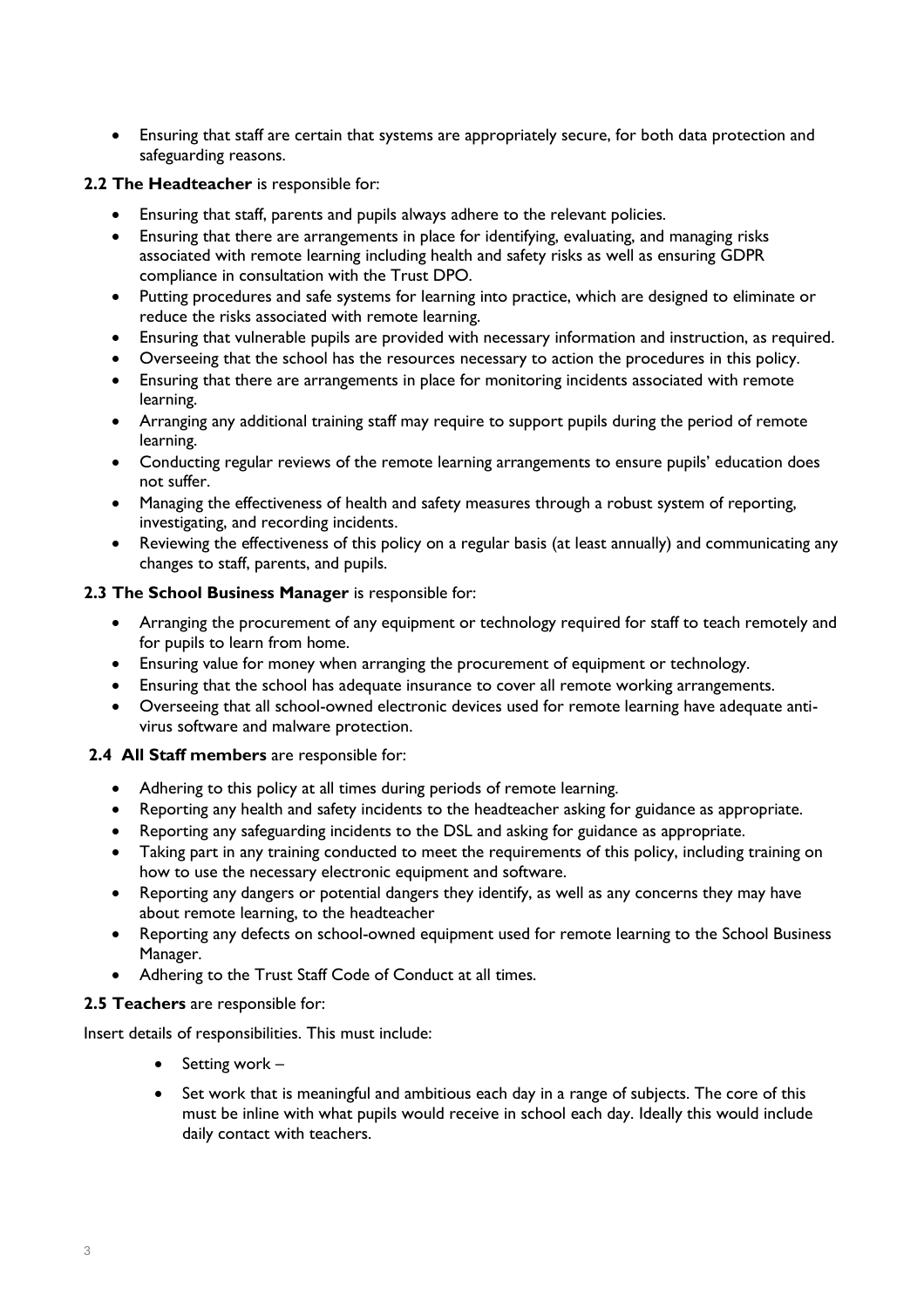- Ensuring that staff are certain that systems are appropriately secure, for both data protection and safeguarding reasons.

**2.2 The Headteacher** is responsible for:

- Ensuring that staff, parents and pupils always adhere to the relevant policies.
- Ensuring that there are arrangements in place for identifying, evaluating, and managing risks associated with remote learning including health and safety risks as well as ensuring GDPR compliance in consultation with the Trust DPO.
- Putting procedures and safe systems for learning into practice, which are designed to eliminate or reduce the risks associated with remote learning.
- Ensuring that vulnerable pupils are provided with necessary information and instruction, as required.
- Overseeing that the school has the resources necessary to action the procedures in this policy.
- Ensuring that there are arrangements in place for monitoring incidents associated with remote learning.
- Arranging any additional training staff may require to support pupils during the period of remote learning.
- Conducting regular reviews of the remote learning arrangements to ensure pupils' education does not suffer.
- Managing the effectiveness of health and safety measures through a robust system of reporting, investigating, and recording incidents.
- Reviewing the effectiveness of this policy on a regular basis (at least annually) and communicating any changes to staff, parents, and pupils.

**2.3 The School Business Manager** is responsible for:

- Arranging the procurement of any equipment or technology required for staff to teach remotely and for pupils to learn from home.
- Ensuring value for money when arranging the procurement of equipment or technology.
- Ensuring that the school has adequate insurance to cover all remote working arrangements.
- Overseeing that all school-owned electronic devices used for remote learning have adequate anti-virus software and malware protection.

**2.4 All Staff members** are responsible for:

- Adhering to this policy at all times during periods of remote learning.
- Reporting any health and safety incidents to the headteacher asking for guidance as appropriate.
- Reporting any safeguarding incidents to the DSL and asking for guidance as appropriate.
- Taking part in any training conducted to meet the requirements of this policy, including training on how to use the necessary electronic equipment and software.
- Reporting any dangers or potential dangers they identify, as well as any concerns they may have about remote learning, to the headteacher
- Reporting any defects on school-owned equipment used for remote learning to the School Business Manager.
- Adhering to the Trust Staff Code of Conduct at all times.

**2.5 Teachers** are responsible for:

Insert details of responsibilities. This must include:

- Setting work –
- Set work that is meaningful and ambitious each day in a range of subjects. The core of this must be inline with what pupils would receive in school each day. Ideally this would include daily contact with teachers.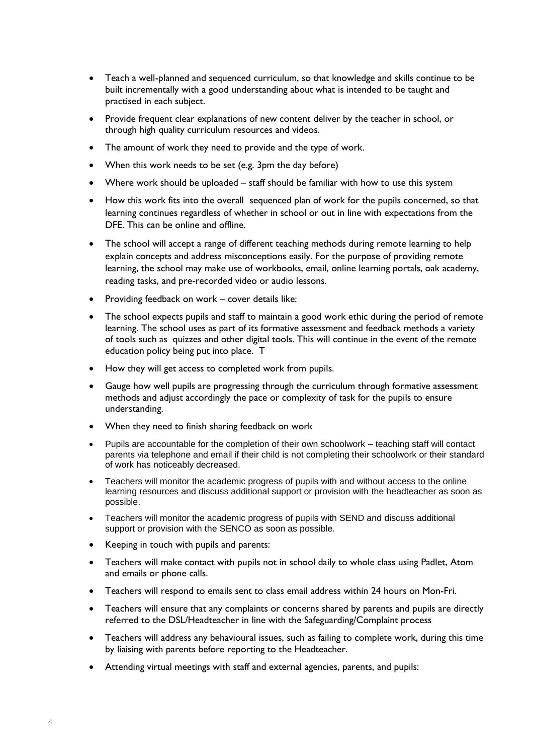- Teach a well-planned and sequenced curriculum, so that knowledge and skills continue to be built incrementally with a good understanding about what is intended to be taught and practised in each subject.
- Provide frequent clear explanations of new content deliver by the teacher in school, or through high quality curriculum resources and videos.
- The amount of work they need to provide and the type of work.
- When this work needs to be set (e.g. 3pm the day before)
- Where work should be uploaded – staff should be familiar with how to use this system
- How this work fits into the overall sequenced plan of work for the pupils concerned, so that learning continues regardless of whether in school or out in line with expectations from the DFE. This can be online and offline.
- The school will accept a range of different teaching methods during remote learning to help explain concepts and address misconceptions easily. For the purpose of providing remote learning, the school may make use of workbooks, email, online learning portals, oak academy, reading tasks, and pre-recorded video or audio lessons.
- Providing feedback on work – cover details like:
- The school expects pupils and staff to maintain a good work ethic during the period of remote learning. The school uses as part of its formative assessment and feedback methods a variety of tools such as quizzes and other digital tools. This will continue in the event of the remote education policy being put into place. T
- How they will get access to completed work from pupils.
- Gauge how well pupils are progressing through the curriculum through formative assessment methods and adjust accordingly the pace or complexity of task for the pupils to ensure understanding.
- When they need to finish sharing feedback on work
- Pupils are accountable for the completion of their own schoolwork – teaching staff will contact parents via telephone and email if their child is not completing their schoolwork or their standard of work has noticeably decreased.
- Teachers will monitor the academic progress of pupils with and without access to the online learning resources and discuss additional support or provision with the headteacher as soon as possible.
- Teachers will monitor the academic progress of pupils with SEND and discuss additional support or provision with the SENCO as soon as possible.
- Keeping in touch with pupils and parents:
- Teachers will make contact with pupils not in school daily to whole class using Padlet, Atom and emails or phone calls.
- Teachers will respond to emails sent to class email address within 24 hours on Mon-Fri.
- Teachers will ensure that any complaints or concerns shared by parents and pupils are directly referred to the DSL/Headteacher in line with the Safeguarding/Complaint process
- Teachers will address any behavioural issues, such as failing to complete work, during this time by liaising with parents before reporting to the Headteacher.
- Attending virtual meetings with staff and external agencies, parents, and pupils: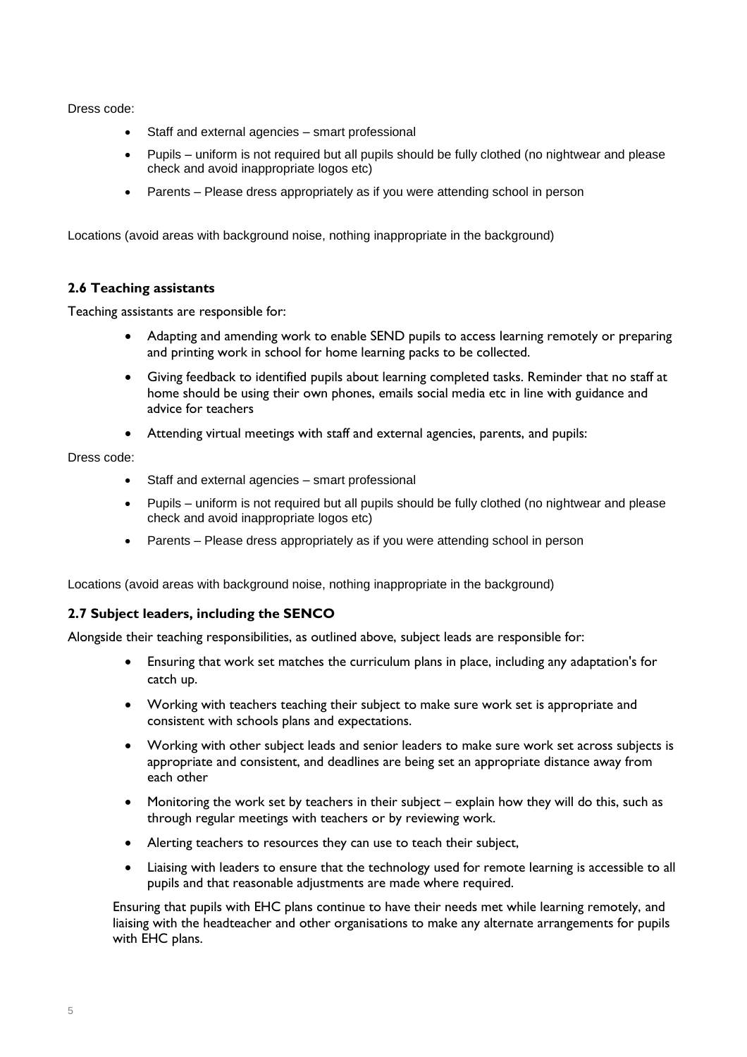Dress code:

- Staff and external agencies – smart professional
- Pupils – uniform is not required but all pupils should be fully clothed (no nightwear and please check and avoid inappropriate logos etc)
- Parents – Please dress appropriately as if you were attending school in person

Locations (avoid areas with background noise, nothing inappropriate in the background)

### 2.6 Teaching assistants

Teaching assistants are responsible for:

- Adapting and amending work to enable SEND pupils to access learning remotely or preparing and printing work in school for home learning packs to be collected.
- Giving feedback to identified pupils about learning completed tasks. Reminder that no staff at home should be using their own phones, emails social media etc in line with guidance and advice for teachers
- Attending virtual meetings with staff and external agencies, parents, and pupils:

Dress code:

- Staff and external agencies – smart professional
- Pupils – uniform is not required but all pupils should be fully clothed (no nightwear and please check and avoid inappropriate logos etc)
- Parents – Please dress appropriately as if you were attending school in person

Locations (avoid areas with background noise, nothing inappropriate in the background)

### 2.7 Subject leaders, including the SENCO

Alongside their teaching responsibilities, as outlined above, subject leads are responsible for:

- Ensuring that work set matches the curriculum plans in place, including any adaptation's for catch up.
- Working with teachers teaching their subject to make sure work set is appropriate and consistent with schools plans and expectations.
- Working with other subject leads and senior leaders to make sure work set across subjects is appropriate and consistent, and deadlines are being set an appropriate distance away from each other
- Monitoring the work set by teachers in their subject – explain how they will do this, such as through regular meetings with teachers or by reviewing work.
- Alerting teachers to resources they can use to teach their subject,
- Liaising with leaders to ensure that the technology used for remote learning is accessible to all pupils and that reasonable adjustments are made where required.

Ensuring that pupils with EHC plans continue to have their needs met while learning remotely, and liaising with the headteacher and other organisations to make any alternate arrangements for pupils with EHC plans.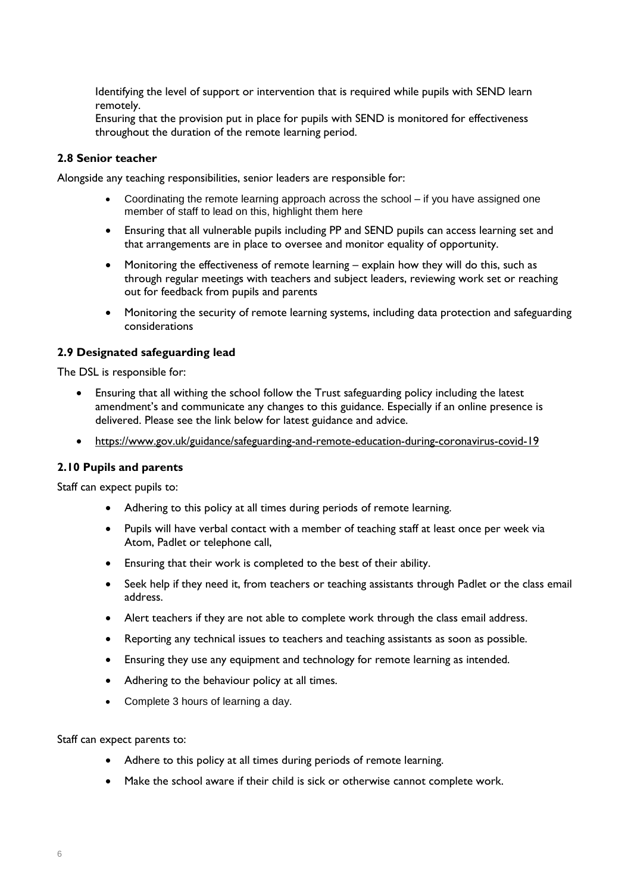Identifying the level of support or intervention that is required while pupils with SEND learn remotely.

Ensuring that the provision put in place for pupils with SEND is monitored for effectiveness throughout the duration of the remote learning period.

### 2.8 Senior teacher

Alongside any teaching responsibilities, senior leaders are responsible for:

- Coordinating the remote learning approach across the school – if you have assigned one member of staff to lead on this, highlight them here
- Ensuring that all vulnerable pupils including PP and SEND pupils can access learning set and that arrangements are in place to oversee and monitor equality of opportunity.
- Monitoring the effectiveness of remote learning – explain how they will do this, such as through regular meetings with teachers and subject leaders, reviewing work set or reaching out for feedback from pupils and parents
- Monitoring the security of remote learning systems, including data protection and safeguarding considerations

### 2.9 Designated safeguarding lead

The DSL is responsible for:

- Ensuring that all withing the school follow the Trust safeguarding policy including the latest amendment's and communicate any changes to this guidance. Especially if an online presence is delivered. Please see the link below for latest guidance and advice.
- https://www.gov.uk/guidance/safeguarding-and-remote-education-during-coronavirus-covid-19

### 2.10 Pupils and parents

Staff can expect pupils to:

- Adhering to this policy at all times during periods of remote learning.
- Pupils will have verbal contact with a member of teaching staff at least once per week via Atom, Padlet or telephone call,
- Ensuring that their work is completed to the best of their ability.
- Seek help if they need it, from teachers or teaching assistants through Padlet or the class email address.
- Alert teachers if they are not able to complete work through the class email address.
- Reporting any technical issues to teachers and teaching assistants as soon as possible.
- Ensuring they use any equipment and technology for remote learning as intended.
- Adhering to the behaviour policy at all times.
- Complete 3 hours of learning a day.

Staff can expect parents to:

- Adhere to this policy at all times during periods of remote learning.
- Make the school aware if their child is sick or otherwise cannot complete work.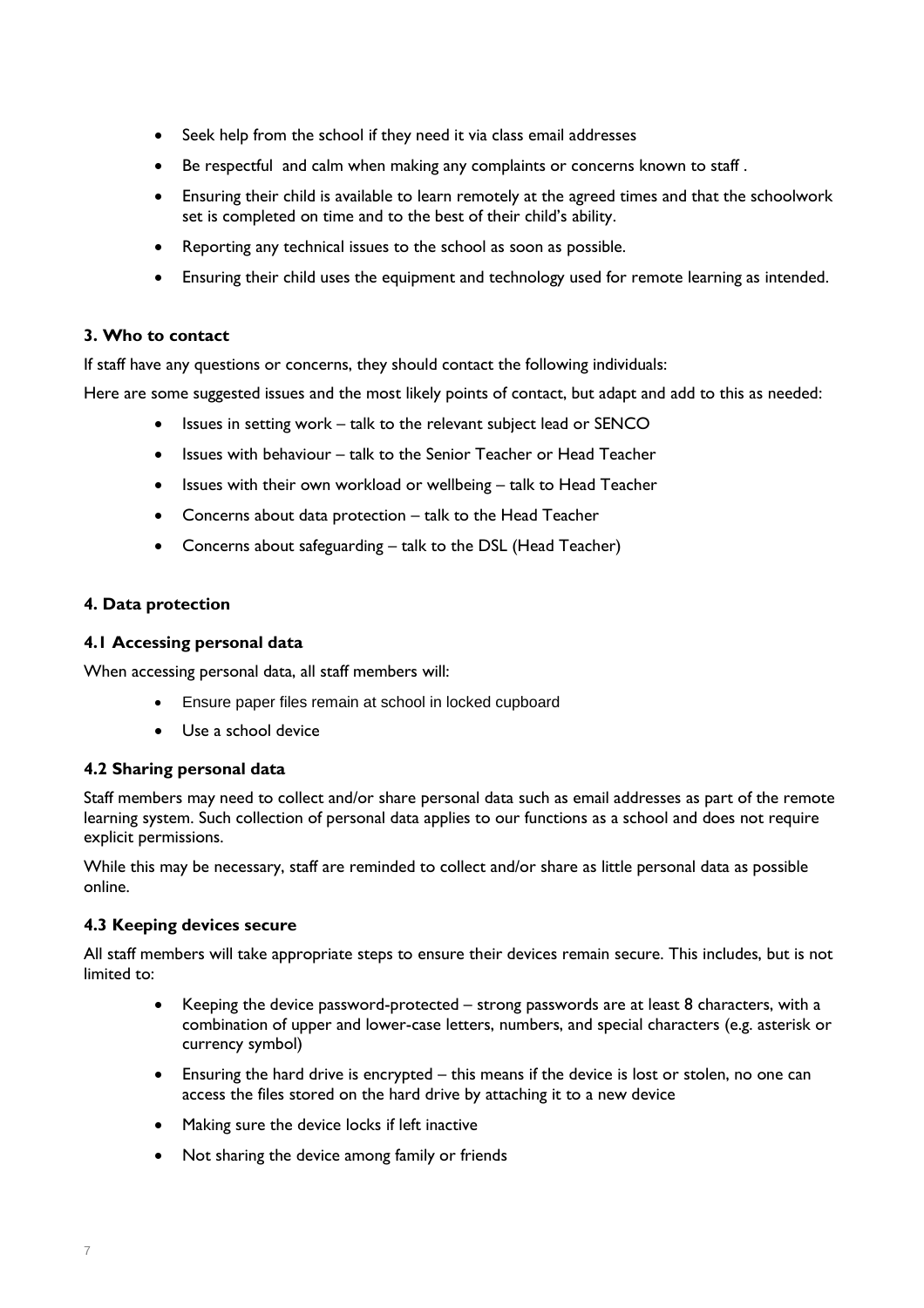- Seek help from the school if they need it via class email addresses
- Be respectful  and calm when making any complaints or concerns known to staff .
- Ensuring their child is available to learn remotely at the agreed times and that the schoolwork set is completed on time and to the best of their child's ability.
- Reporting any technical issues to the school as soon as possible.
- Ensuring their child uses the equipment and technology used for remote learning as intended.

### 3. Who to contact

If staff have any questions or concerns, they should contact the following individuals:

Here are some suggested issues and the most likely points of contact, but adapt and add to this as needed:

- Issues in setting work – talk to the relevant subject lead or SENCO
- Issues with behaviour – talk to the Senior Teacher or Head Teacher
- Issues with their own workload or wellbeing – talk to Head Teacher
- Concerns about data protection – talk to the Head Teacher
- Concerns about safeguarding – talk to the DSL (Head Teacher)

### 4. Data protection

#### 4.1 Accessing personal data

When accessing personal data, all staff members will:

- Ensure paper files remain at school in locked cupboard
- Use a school device

#### 4.2 Sharing personal data

Staff members may need to collect and/or share personal data such as email addresses as part of the remote learning system. Such collection of personal data applies to our functions as a school and does not require explicit permissions.

While this may be necessary, staff are reminded to collect and/or share as little personal data as possible online.

#### 4.3 Keeping devices secure

All staff members will take appropriate steps to ensure their devices remain secure. This includes, but is not limited to:

- Keeping the device password-protected – strong passwords are at least 8 characters, with a combination of upper and lower-case letters, numbers, and special characters (e.g. asterisk or currency symbol)
- Ensuring the hard drive is encrypted – this means if the device is lost or stolen, no one can access the files stored on the hard drive by attaching it to a new device
- Making sure the device locks if left inactive
- Not sharing the device among family or friends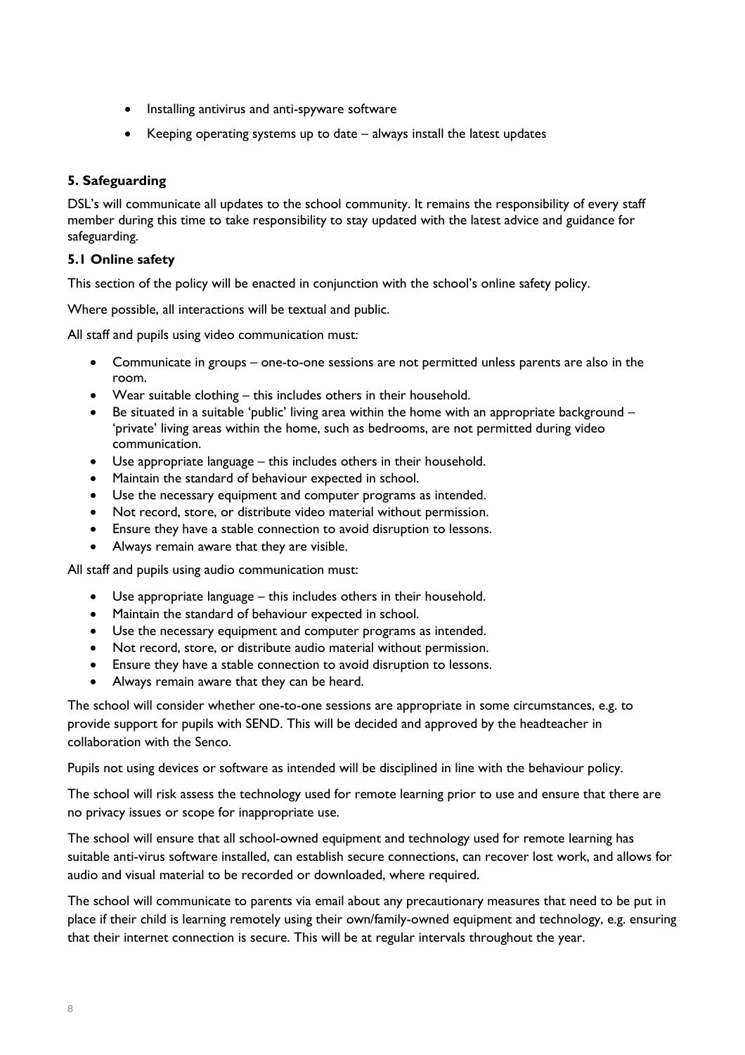- Installing antivirus and anti-spyware software
- Keeping operating systems up to date – always install the latest updates

## 5. Safeguarding

DSL's will communicate all updates to the school community. It remains the responsibility of every staff member during this time to take responsibility to stay updated with the latest advice and guidance for safeguarding.

### 5.1 Online safety

This section of the policy will be enacted in conjunction with the school's online safety policy.

Where possible, all interactions will be textual and public.

All staff and pupils using video communication must:

- Communicate in groups – one-to-one sessions are not permitted unless parents are also in the room.
- Wear suitable clothing – this includes others in their household.
- Be situated in a suitable 'public' living area within the home with an appropriate background – 'private' living areas within the home, such as bedrooms, are not permitted during video communication.
- Use appropriate language – this includes others in their household.
- Maintain the standard of behaviour expected in school.
- Use the necessary equipment and computer programs as intended.
- Not record, store, or distribute video material without permission.
- Ensure they have a stable connection to avoid disruption to lessons.
- Always remain aware that they are visible.

All staff and pupils using audio communication must:

- Use appropriate language – this includes others in their household.
- Maintain the standard of behaviour expected in school.
- Use the necessary equipment and computer programs as intended.
- Not record, store, or distribute audio material without permission.
- Ensure they have a stable connection to avoid disruption to lessons.
- Always remain aware that they can be heard.

The school will consider whether one-to-one sessions are appropriate in some circumstances, e.g. to provide support for pupils with SEND. This will be decided and approved by the headteacher in collaboration with the Senco.

Pupils not using devices or software as intended will be disciplined in line with the behaviour policy.

The school will risk assess the technology used for remote learning prior to use and ensure that there are no privacy issues or scope for inappropriate use.

The school will ensure that all school-owned equipment and technology used for remote learning has suitable anti-virus software installed, can establish secure connections, can recover lost work, and allows for audio and visual material to be recorded or downloaded, where required.

The school will communicate to parents via email about any precautionary measures that need to be put in place if their child is learning remotely using their own/family-owned equipment and technology, e.g. ensuring that their internet connection is secure. This will be at regular intervals throughout the year.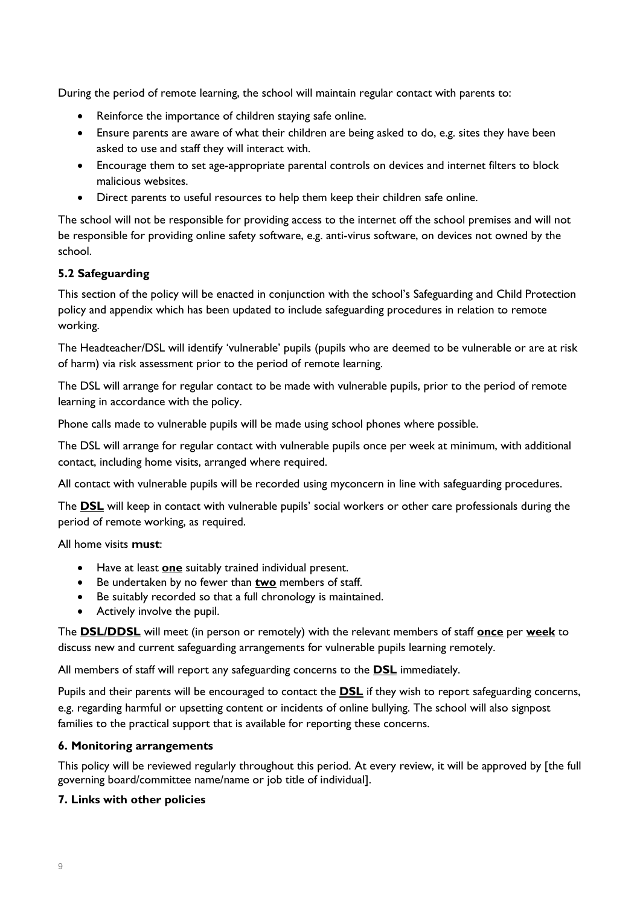During the period of remote learning, the school will maintain regular contact with parents to:

- Reinforce the importance of children staying safe online.
- Ensure parents are aware of what their children are being asked to do, e.g. sites they have been asked to use and staff they will interact with.
- Encourage them to set age-appropriate parental controls on devices and internet filters to block malicious websites.
- Direct parents to useful resources to help them keep their children safe online.

The school will not be responsible for providing access to the internet off the school premises and will not be responsible for providing online safety software, e.g. anti-virus software, on devices not owned by the school.

### 5.2 Safeguarding

This section of the policy will be enacted in conjunction with the school's Safeguarding and Child Protection policy and appendix which has been updated to include safeguarding procedures in relation to remote working.

The Headteacher/DSL will identify 'vulnerable' pupils (pupils who are deemed to be vulnerable or are at risk of harm) via risk assessment prior to the period of remote learning.

The DSL will arrange for regular contact to be made with vulnerable pupils, prior to the period of remote learning in accordance with the policy.

Phone calls made to vulnerable pupils will be made using school phones where possible.

The DSL will arrange for regular contact with vulnerable pupils once per week at minimum, with additional contact, including home visits, arranged where required.

All contact with vulnerable pupils will be recorded using myconcern in line with safeguarding procedures.

The **DSL** will keep in contact with vulnerable pupils' social workers or other care professionals during the period of remote working, as required.

All home visits **must**:

- Have at least **one** suitably trained individual present.
- Be undertaken by no fewer than **two** members of staff.
- Be suitably recorded so that a full chronology is maintained.
- Actively involve the pupil.

The **DSL/DDSL** will meet (in person or remotely) with the relevant members of staff **once** per **week** to discuss new and current safeguarding arrangements for vulnerable pupils learning remotely.

All members of staff will report any safeguarding concerns to the **DSL** immediately.

Pupils and their parents will be encouraged to contact the **DSL** if they wish to report safeguarding concerns, e.g. regarding harmful or upsetting content or incidents of online bullying. The school will also signpost families to the practical support that is available for reporting these concerns.

## 6. Monitoring arrangements

This policy will be reviewed regularly throughout this period. At every review, it will be approved by [the full governing board/committee name/name or job title of individual].

## 7. Links with other policies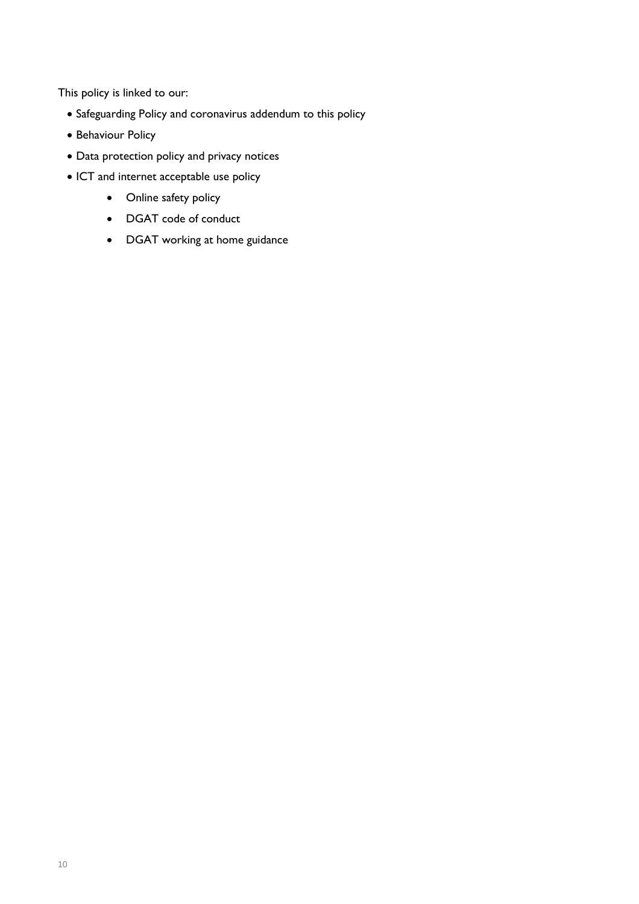This policy is linked to our:

- Safeguarding Policy and coronavirus addendum to this policy
- Behaviour Policy
- Data protection policy and privacy notices
- ICT and internet acceptable use policy
    - Online safety policy
    - DGAT code of conduct
    - DGAT working at home guidance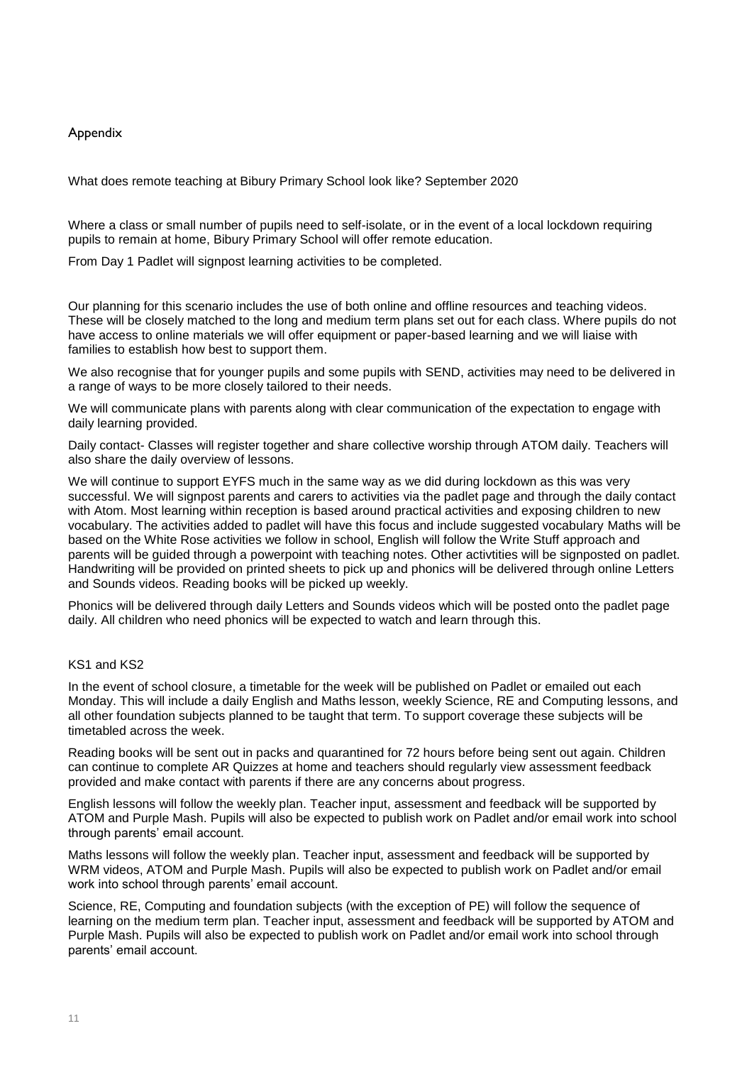## Appendix

What does remote teaching at Bibury Primary School look like? September 2020

Where a class or small number of pupils need to self-isolate, or in the event of a local lockdown requiring pupils to remain at home, Bibury Primary School will offer remote education.

From Day 1 Padlet will signpost learning activities to be completed.

Our planning for this scenario includes the use of both online and offline resources and teaching videos. These will be closely matched to the long and medium term plans set out for each class. Where pupils do not have access to online materials we will offer equipment or paper-based learning and we will liaise with families to establish how best to support them.

We also recognise that for younger pupils and some pupils with SEND, activities may need to be delivered in a range of ways to be more closely tailored to their needs.

We will communicate plans with parents along with clear communication of the expectation to engage with daily learning provided.

Daily contact- Classes will register together and share collective worship through ATOM daily. Teachers will also share the daily overview of lessons.

We will continue to support EYFS much in the same way as we did during lockdown as this was very successful. We will signpost parents and carers to activities via the padlet page and through the daily contact with Atom. Most learning within reception is based around practical activities and exposing children to new vocabulary. The activities added to padlet will have this focus and include suggested vocabulary Maths will be based on the White Rose activities we follow in school, English will follow the Write Stuff approach and parents will be guided through a powerpoint with teaching notes. Other activtities will be signposted on padlet. Handwriting will be provided on printed sheets to pick up and phonics will be delivered through online Letters and Sounds videos. Reading books will be picked up weekly.

Phonics will be delivered through daily Letters and Sounds videos which will be posted onto the padlet page daily. All children who need phonics will be expected to watch and learn through this.

KS1 and KS2

In the event of school closure, a timetable for the week will be published on Padlet or emailed out each Monday. This will include a daily English and Maths lesson, weekly Science, RE and Computing lessons, and all other foundation subjects planned to be taught that term. To support coverage these subjects will be timetabled across the week.

Reading books will be sent out in packs and quarantined for 72 hours before being sent out again. Children can continue to complete AR Quizzes at home and teachers should regularly view assessment feedback provided and make contact with parents if there are any concerns about progress.

English lessons will follow the weekly plan. Teacher input, assessment and feedback will be supported by ATOM and Purple Mash. Pupils will also be expected to publish work on Padlet and/or email work into school through parents' email account.

Maths lessons will follow the weekly plan. Teacher input, assessment and feedback will be supported by WRM videos, ATOM and Purple Mash. Pupils will also be expected to publish work on Padlet and/or email work into school through parents' email account.

Science, RE, Computing and foundation subjects (with the exception of PE) will follow the sequence of learning on the medium term plan. Teacher input, assessment and feedback will be supported by ATOM and Purple Mash. Pupils will also be expected to publish work on Padlet and/or email work into school through parents' email account.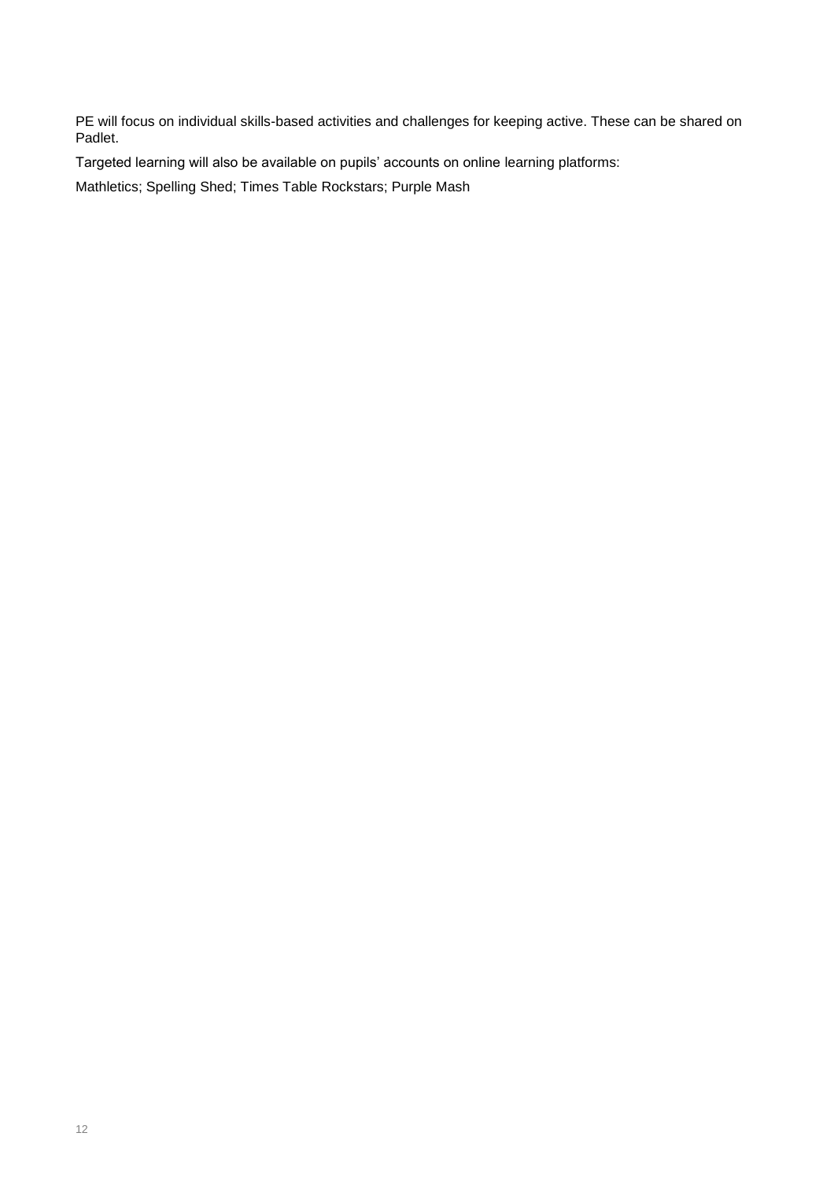PE will focus on individual skills-based activities and challenges for keeping active. These can be shared on Padlet.

Targeted learning will also be available on pupils' accounts on online learning platforms:

Mathletics; Spelling Shed; Times Table Rockstars; Purple Mash